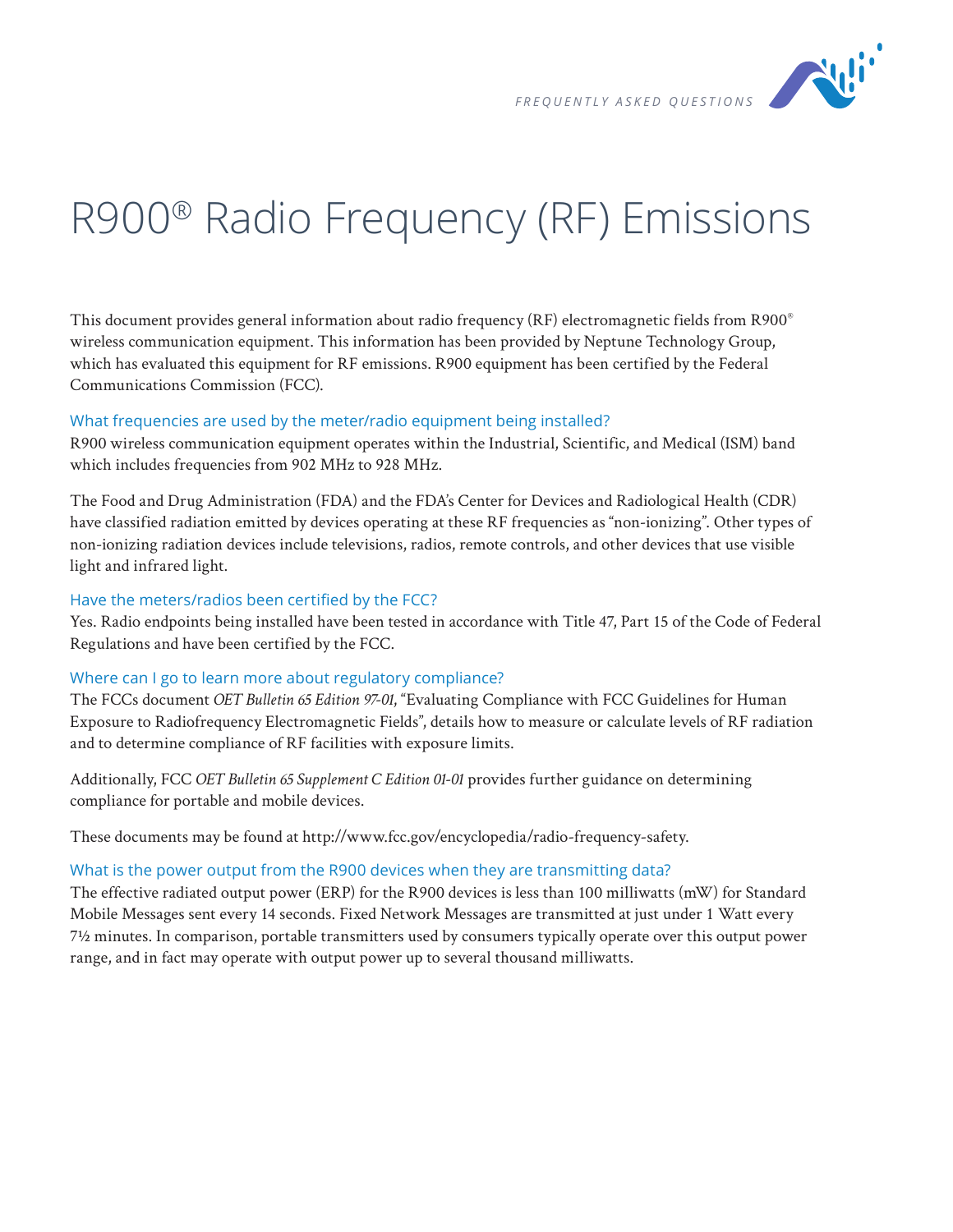# R900® Radio Frequency (RF) Emissions

This document provides general information about radio frequency (RF) electromagnetic fields from R900® wireless communication equipment. This information has been provided by Neptune Technology Group, which has evaluated this equipment for RF emissions. R900 equipment has been certified by the Federal Communications Commission (FCC).

## What frequencies are used by the meter/radio equipment being installed?

R900 wireless communication equipment operates within the Industrial, Scientific, and Medical (ISM) band which includes frequencies from 902 MHz to 928 MHz.

The Food and Drug Administration (FDA) and the FDA's Center for Devices and Radiological Health (CDR) have classified radiation emitted by devices operating at these RF frequencies as "non-ionizing". Other types of non-ionizing radiation devices include televisions, radios, remote controls, and other devices that use visible light and infrared light.

## Have the meters/radios been certified by the FCC?

Yes. Radio endpoints being installed have been tested in accordance with Title 47, Part 15 of the Code of Federal Regulations and have been certified by the FCC.

## Where can I go to learn more about regulatory compliance?

The FCCs document *OET Bulletin 65 Edition 97-01*, "Evaluating Compliance with FCC Guidelines for Human Exposure to Radiofrequency Electromagnetic Fields", details how to measure or calculate levels of RF radiation and to determine compliance of RF facilities with exposure limits.

Additionally, FCC *OET Bulletin 65 Supplement C Edition 01-01* provides further guidance on determining compliance for portable and mobile devices.

These documents may be found at http://www.fcc.gov/encyclopedia/radio-frequency-safety.

## What is the power output from the R900 devices when they are transmitting data?

The effective radiated output power (ERP) for the R900 devices is less than 100 milliwatts (mW) for Standard Mobile Messages sent every 14 seconds. Fixed Network Messages are transmitted at just under 1 Watt every 7½ minutes. In comparison, portable transmitters used by consumers typically operate over this output power range, and in fact may operate with output power up to several thousand milliwatts.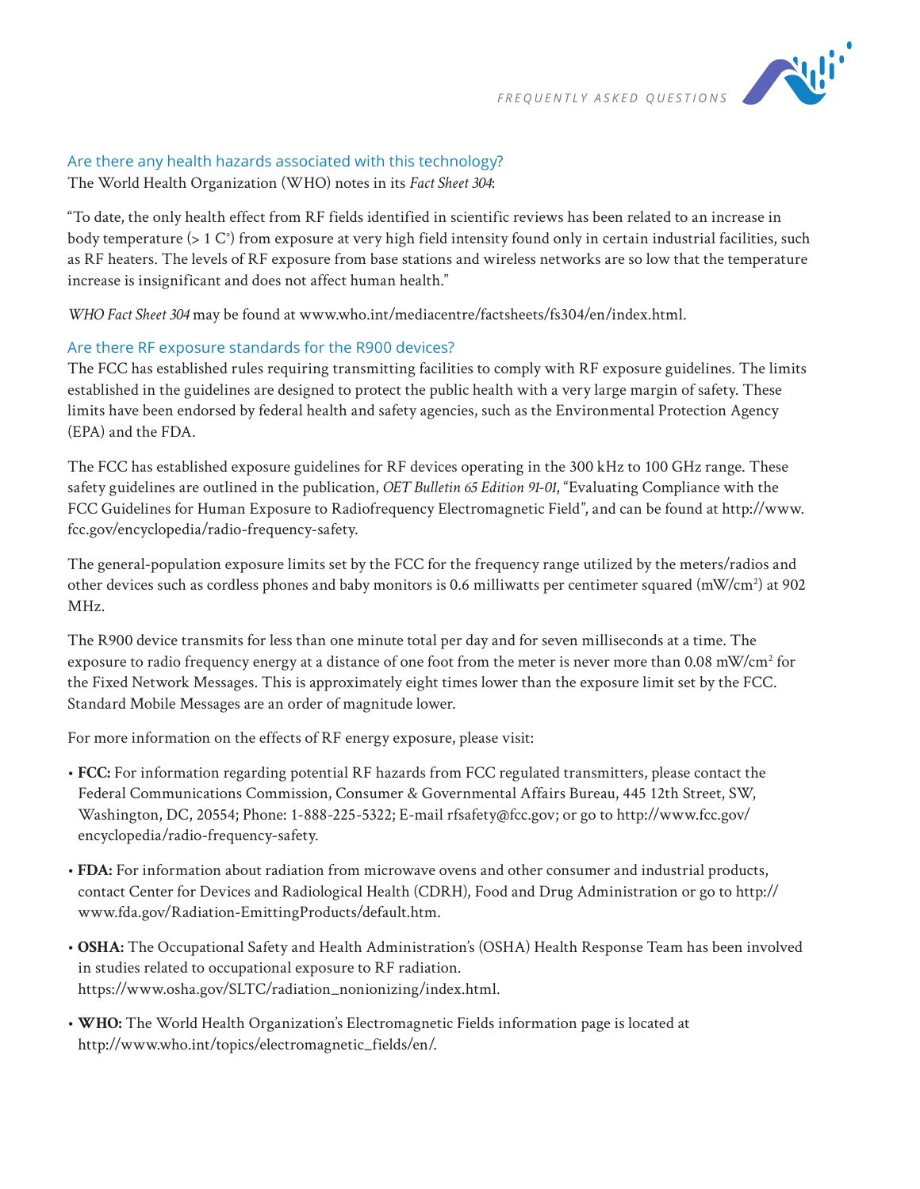## Are there any health hazards associated with this technology?

The World Health Organization (WHO) notes in its *Fact Sheet 304*:

"To date, the only health effect from RF fields identified in scientific reviews has been related to an increase in body temperature (> 1 C°) from exposure at very high field intensity found only in certain industrial facilities, such as RF heaters. The levels of RF exposure from base stations and wireless networks are so low that the temperature increase is insignificant and does not affect human health."

*WHO Fact Sheet 304* may be found at www.who.int/mediacentre/factsheets/fs304/en/index.html.

## Are there RF exposure standards for the R900 devices?

The FCC has established rules requiring transmitting facilities to comply with RF exposure guidelines. The limits established in the guidelines are designed to protect the public health with a very large margin of safety. These limits have been endorsed by federal health and safety agencies, such as the Environmental Protection Agency (EPA) and the FDA.

The FCC has established exposure guidelines for RF devices operating in the 300 kHz to 100 GHz range. These safety guidelines are outlined in the publication, *OET Bulletin 65 Edition 91-01*, "Evaluating Compliance with the FCC Guidelines for Human Exposure to Radiofrequency Electromagnetic Field", and can be found at http://www.fcc.gov/encyclopedia/radio-frequency-safety.

The general-population exposure limits set by the FCC for the frequency range utilized by the meters/radios and other devices such as cordless phones and baby monitors is 0.6 milliwatts per centimeter squared ($mW/cm^2$) at 902 MHz.

The R900 device transmits for less than one minute total per day and for seven milliseconds at a time. The exposure to radio frequency energy at a distance of one foot from the meter is never more than 0.08 $mW/cm^2$ for the Fixed Network Messages. This is approximately eight times lower than the exposure limit set by the FCC. Standard Mobile Messages are an order of magnitude lower.

For more information on the effects of RF energy exposure, please visit:

- **FCC:** For information regarding potential RF hazards from FCC regulated transmitters, please contact the Federal Communications Commission, Consumer & Governmental Affairs Bureau, 445 12th Street, SW, Washington, DC, 20554; Phone: 1-888-225-5322; E-mail rfsafety@fcc.gov; or go to http://www.fcc.gov/encyclopedia/radio-frequency-safety.
- **FDA:** For information about radiation from microwave ovens and other consumer and industrial products, contact Center for Devices and Radiological Health (CDRH), Food and Drug Administration or go to http://www.fda.gov/Radiation-EmittingProducts/default.htm.
- **OSHA:** The Occupational Safety and Health Administration's (OSHA) Health Response Team has been involved in studies related to occupational exposure to RF radiation. https://www.osha.gov/SLTC/radiation_nonionizing/index.html.
- **WHO:** The World Health Organization's Electromagnetic Fields information page is located at http://www.who.int/topics/electromagnetic_fields/en/.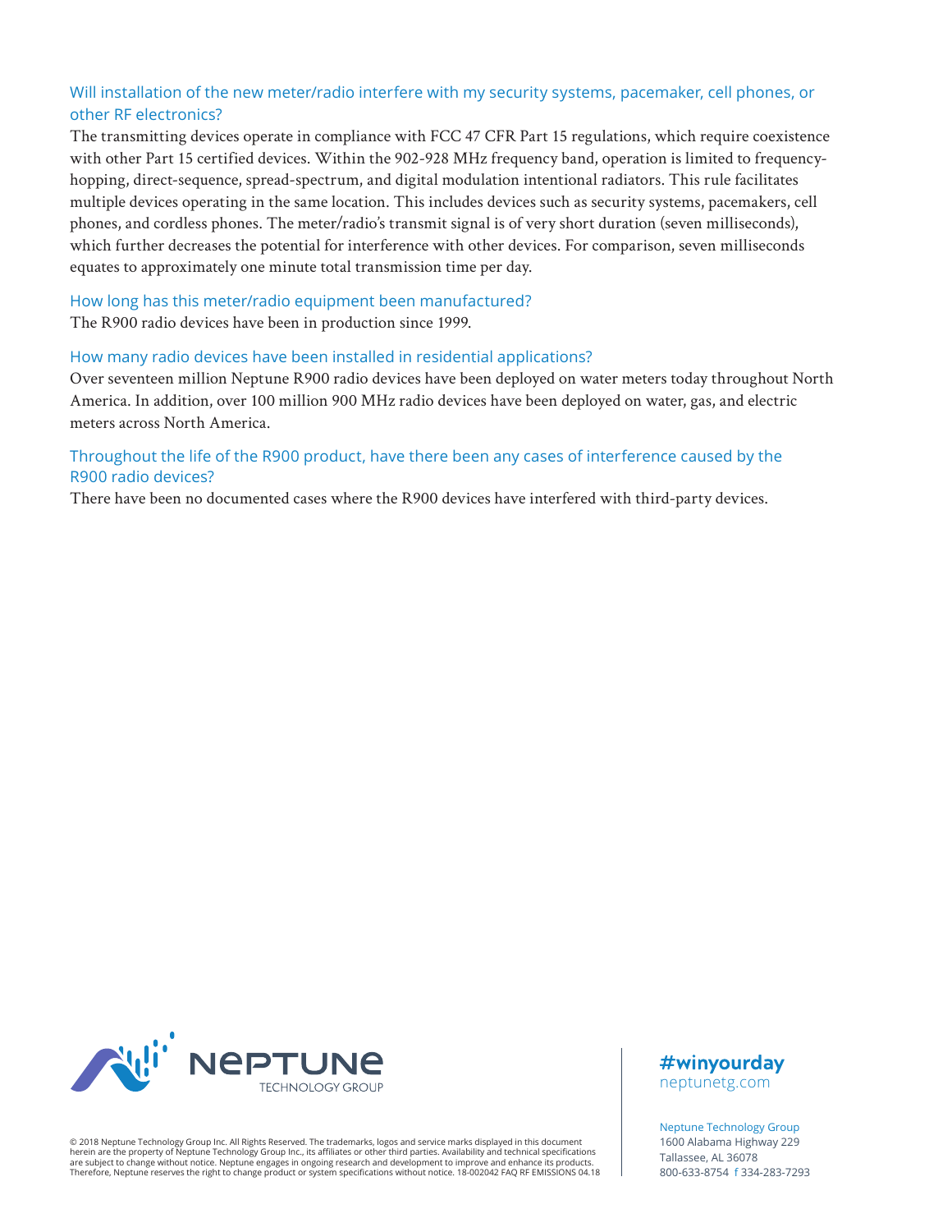### Will installation of the new meter/radio interfere with my security systems, pacemaker, cell phones, or other RF electronics?

The transmitting devices operate in compliance with FCC 47 CFR Part 15 regulations, which require coexistence with other Part 15 certified devices. Within the 902-928 MHz frequency band, operation is limited to frequency-hopping, direct-sequence, spread-spectrum, and digital modulation intentional radiators. This rule facilitates multiple devices operating in the same location. This includes devices such as security systems, pacemakers, cell phones, and cordless phones. The meter/radio's transmit signal is of very short duration (seven milliseconds), which further decreases the potential for interference with other devices. For comparison, seven milliseconds equates to approximately one minute total transmission time per day.

### How long has this meter/radio equipment been manufactured?

The R900 radio devices have been in production since 1999.

### How many radio devices have been installed in residential applications?

Over seventeen million Neptune R900 radio devices have been deployed on water meters today throughout North America. In addition, over 100 million 900 MHz radio devices have been deployed on water, gas, and electric meters across North America.

### Throughout the life of the R900 product, have there been any cases of interference caused by the R900 radio devices?

There have been no documented cases where the R900 devices have interfered with third-party devices.

NEPTUNE TECHNOLOGY GROUP

#winyourday
neptunetg.com

© 2018 Neptune Technology Group Inc. All Rights Reserved. The trademarks, logos and service marks displayed in this document herein are the property of Neptune Technology Group Inc., its affiliates or other third parties. Availability and technical specifications are subject to change without notice. Neptune engages in ongoing research and development to improve and enhance its products. Therefore, Neptune reserves the right to change product or system specifications without notice. 18-002042 FAQ RF EMISSIONS 04.18

Neptune Technology Group
1600 Alabama Highway 229
Tallassee, AL 36078
800-633-8754 f 334-283-7293